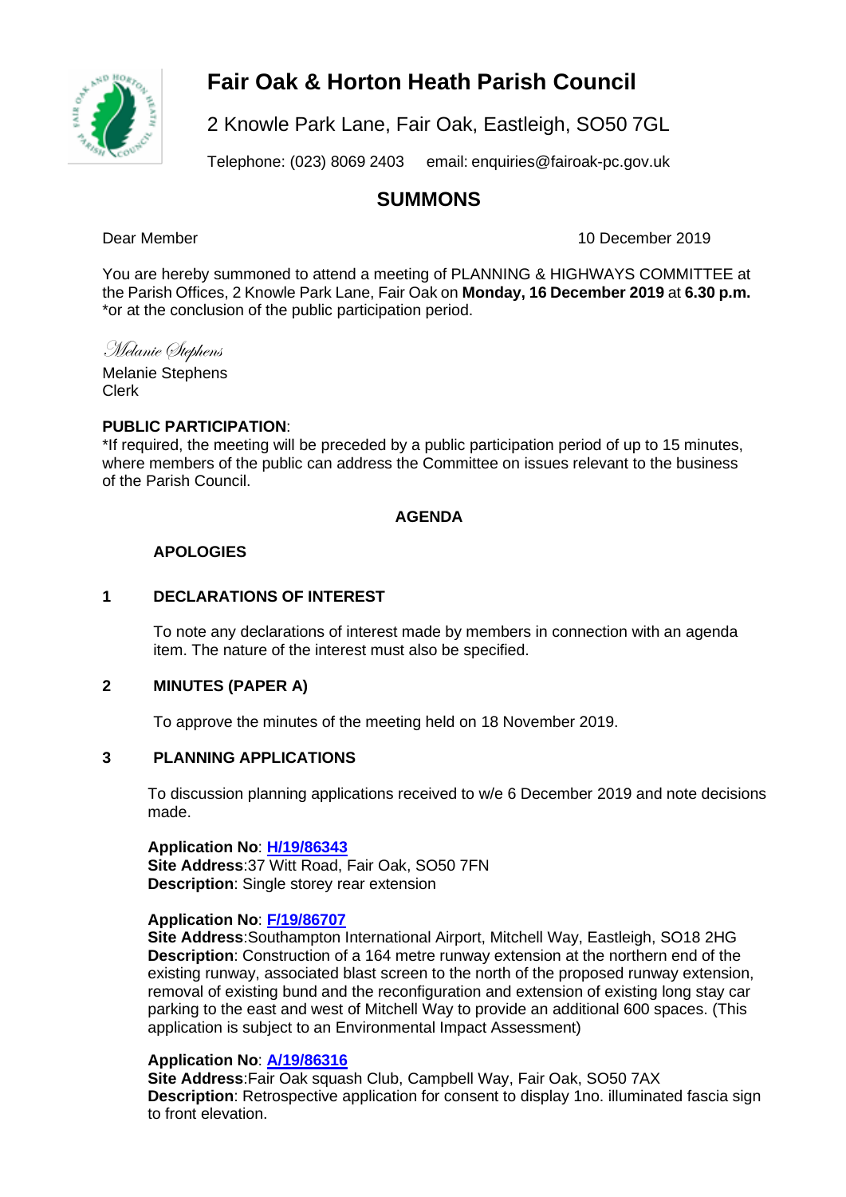# Fair Oak & Horton Heath Parish Council

2 Knowle Park Lane, Fair Oak, Eastleigh, SO50 7GL

Telephone: (023) 8069 2403 email: enquiries@fairoak-pc.gov.uk

## SUMMONS

Dear Member

10 December 2019

You are hereby summoned to attend a meeting of PLANNING & HIGHWAYS COMMITTEE at the Parish Offices, 2 Knowle Park Lane, Fair Oak on **Monday, 16 December 2019** at **6.30 p.m.** *or at the conclusion of the public participation period.

*Melanie Stephens*

Melanie Stephens
Clerk

**PUBLIC PARTICIPATION**:
*If required, the meeting will be preceded by a public participation period of up to 15 minutes, where members of the public can address the Committee on issues relevant to the business of the Parish Council.

**AGENDA**

**APOLOGIES**

**1 DECLARATIONS OF INTEREST**

To note any declarations of interest made by members in connection with an agenda item. The nature of the interest must also be specified.

**2 MINUTES (PAPER A)**

To approve the minutes of the meeting held on 18 November 2019.

**3 PLANNING APPLICATIONS**

To discussion planning applications received to w/e 6 December 2019 and note decisions made.

**Application No**: **H/19/86343**
**Site Address**:37 Witt Road, Fair Oak, SO50 7FN
**Description**: Single storey rear extension

**Application No**: **F/19/86707**
**Site Address**:Southampton International Airport, Mitchell Way, Eastleigh, SO18 2HG
**Description**: Construction of a 164 metre runway extension at the northern end of the existing runway, associated blast screen to the north of the proposed runway extension, removal of existing bund and the reconfiguration and extension of existing long stay car parking to the east and west of Mitchell Way to provide an additional 600 spaces. (This application is subject to an Environmental Impact Assessment)

**Application No**: **A/19/86316**
**Site Address**:Fair Oak squash Club, Campbell Way, Fair Oak, SO50 7AX
**Description**: Retrospective application for consent to display 1no. illuminated fascia sign to front elevation.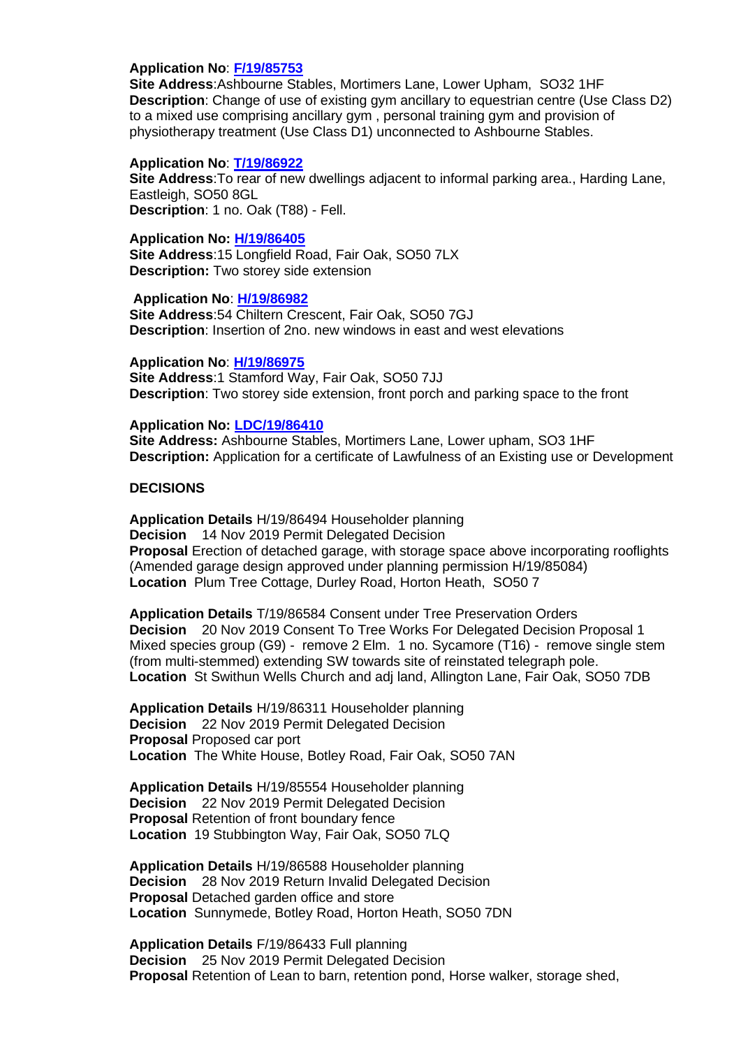**Application No**: **F/19/85753**
**Site Address**:Ashbourne Stables, Mortimers Lane, Lower Upham, SO32 1HF
**Description**: Change of use of existing gym ancillary to equestrian centre (Use Class D2) to a mixed use comprising ancillary gym , personal training gym and provision of physiotherapy treatment (Use Class D1) unconnected to Ashbourne Stables.

**Application No**: **T/19/86922**
**Site Address**:To rear of new dwellings adjacent to informal parking area., Harding Lane, Eastleigh, SO50 8GL
**Description**: 1 no. Oak (T88) - Fell.

**Application No: H/19/86405**
**Site Address**:15 Longfield Road, Fair Oak, SO50 7LX
**Description:** Two storey side extension

**Application No**: **H/19/86982**
**Site Address**:54 Chiltern Crescent, Fair Oak, SO50 7GJ
**Description**: Insertion of 2no. new windows in east and west elevations

**Application No**: **H/19/86975**
**Site Address**:1 Stamford Way, Fair Oak, SO50 7JJ
**Description**: Two storey side extension, front porch and parking space to the front

**Application No: LDC/19/86410**
**Site Address:** Ashbourne Stables, Mortimers Lane, Lower upham, SO3 1HF
**Description:** Application for a certificate of Lawfulness of an Existing use or Development

**DECISIONS**

**Application Details** H/19/86494 Householder planning
**Decision** 14 Nov 2019 Permit Delegated Decision
**Proposal** Erection of detached garage, with storage space above incorporating rooflights (Amended garage design approved under planning permission H/19/85084)
**Location** Plum Tree Cottage, Durley Road, Horton Heath, SO50 7

**Application Details** T/19/86584 Consent under Tree Preservation Orders
**Decision** 20 Nov 2019 Consent To Tree Works For Delegated Decision Proposal 1 Mixed species group (G9) - remove 2 Elm. 1 no. Sycamore (T16) - remove single stem (from multi-stemmed) extending SW towards site of reinstated telegraph pole.
**Location** St Swithun Wells Church and adj land, Allington Lane, Fair Oak, SO50 7DB

**Application Details** H/19/86311 Householder planning
**Decision** 22 Nov 2019 Permit Delegated Decision
**Proposal** Proposed car port
**Location** The White House, Botley Road, Fair Oak, SO50 7AN

**Application Details** H/19/85554 Householder planning
**Decision** 22 Nov 2019 Permit Delegated Decision
**Proposal** Retention of front boundary fence
**Location** 19 Stubbington Way, Fair Oak, SO50 7LQ

**Application Details** H/19/86588 Householder planning
**Decision** 28 Nov 2019 Return Invalid Delegated Decision
**Proposal** Detached garden office and store
**Location** Sunnymede, Botley Road, Horton Heath, SO50 7DN

**Application Details** F/19/86433 Full planning
**Decision** 25 Nov 2019 Permit Delegated Decision
**Proposal** Retention of Lean to barn, retention pond, Horse walker, storage shed,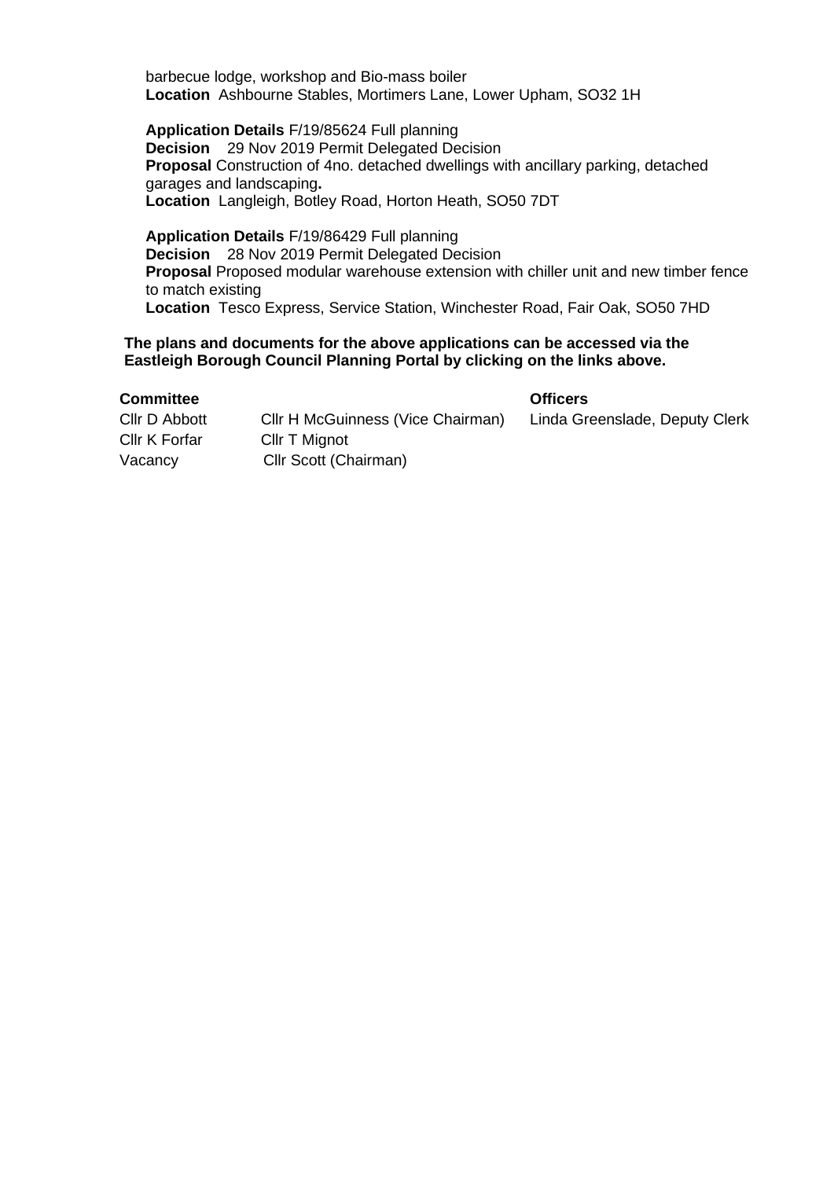barbecue lodge, workshop and Bio-mass boiler
**Location** Ashbourne Stables, Mortimers Lane, Lower Upham, SO32 1H

**Application Details** F/19/85624 Full planning
**Decision** 29 Nov 2019 Permit Delegated Decision
**Proposal** Construction of 4no. detached dwellings with ancillary parking, detached garages and landscaping**.**
**Location** Langleigh, Botley Road, Horton Heath, SO50 7DT

**Application Details** F/19/86429 Full planning
**Decision** 28 Nov 2019 Permit Delegated Decision
**Proposal** Proposed modular warehouse extension with chiller unit and new timber fence to match existing
**Location** Tesco Express, Service Station, Winchester Road, Fair Oak, SO50 7HD

**The plans and documents for the above applications can be accessed via the Eastleigh Borough Council Planning Portal by clicking on the links above.**

| **Committee** | | **Officers** |
|---|---|---|
| Cllr D Abbott | Cllr H McGuinness (Vice Chairman) | Linda Greenslade, Deputy Clerk |
| Cllr K Forfar | Cllr T Mignot | |
| Vacancy | Cllr Scott (Chairman) | |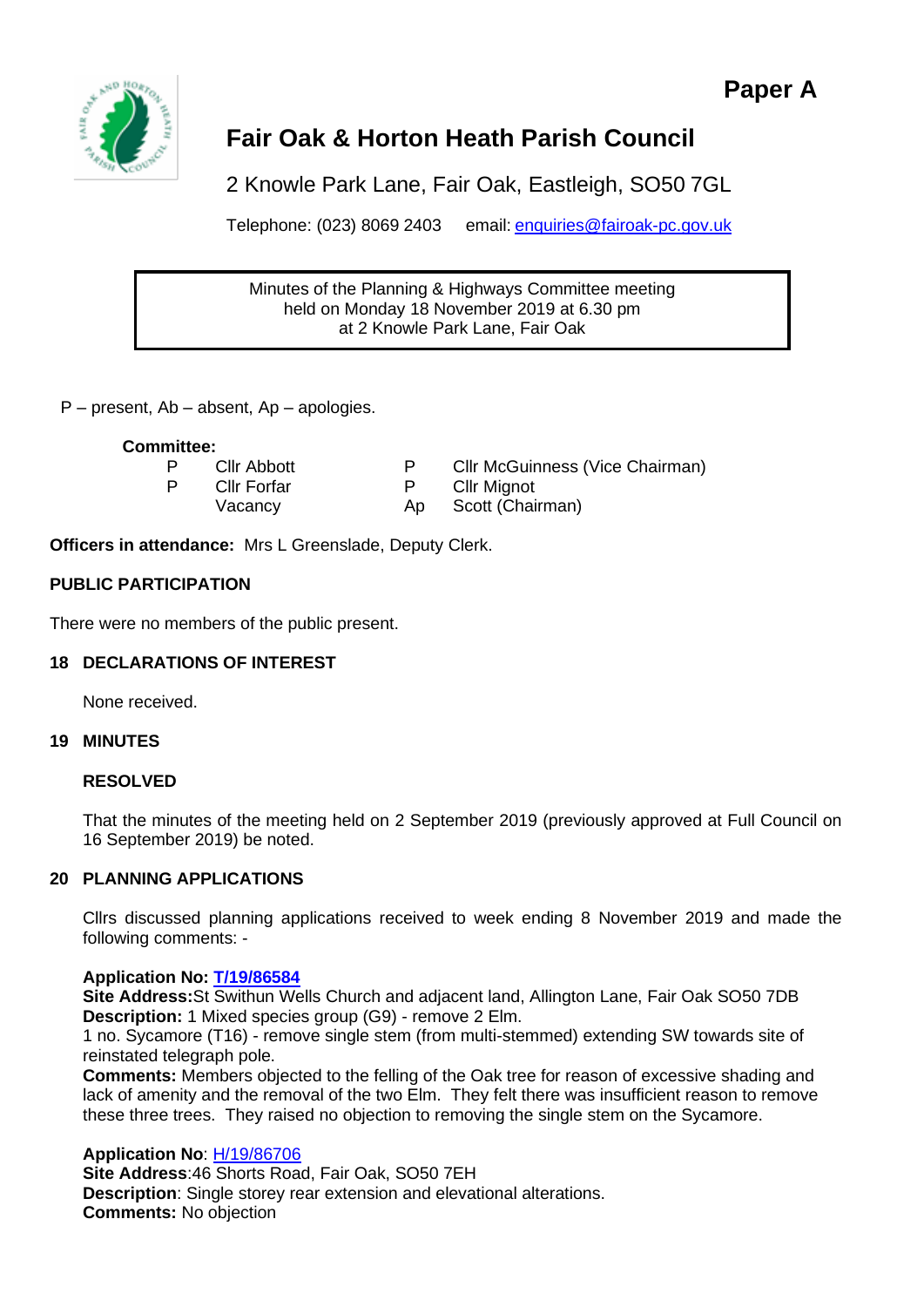**Paper A**

# Fair Oak & Horton Heath Parish Council

2 Knowle Park Lane, Fair Oak, Eastleigh, SO50 7GL

Telephone: (023) 8069 2403 email: enquiries@fairoak-pc.gov.uk

Minutes of the Planning & Highways Committee meeting
held on Monday 18 November 2019 at 6.30 pm
at 2 Knowle Park Lane, Fair Oak

P – present, Ab – absent, Ap – apologies.

**Committee:**

| | | | |
|---|---|---|---|
| P | Cllr Abbott | P | Cllr McGuinness (Vice Chairman) |
| P | Cllr Forfar | P | Cllr Mignot |
| | Vacancy | Ap | Scott (Chairman) |

**Officers in attendance:** Mrs L Greenslade, Deputy Clerk.

**PUBLIC PARTICIPATION**

There were no members of the public present.

**18 DECLARATIONS OF INTEREST**

None received.

**19 MINUTES**

**RESOLVED**

That the minutes of the meeting held on 2 September 2019 (previously approved at Full Council on 16 September 2019) be noted.

**20 PLANNING APPLICATIONS**

Cllrs discussed planning applications received to week ending 8 November 2019 and made the following comments: -

**Application No: T/19/86584**
**Site Address:** St Swithun Wells Church and adjacent land, Allington Lane, Fair Oak SO50 7DB
**Description:** 1 Mixed species group (G9) - remove 2 Elm.
1 no. Sycamore (T16) - remove single stem (from multi-stemmed) extending SW towards site of reinstated telegraph pole.
**Comments:** Members objected to the felling of the Oak tree for reason of excessive shading and lack of amenity and the removal of the two Elm. They felt there was insufficient reason to remove these three trees. They raised no objection to removing the single stem on the Sycamore.

**Application No**: H/19/86706
**Site Address**: 46 Shorts Road, Fair Oak, SO50 7EH
**Description**: Single storey rear extension and elevational alterations.
**Comments:** No objection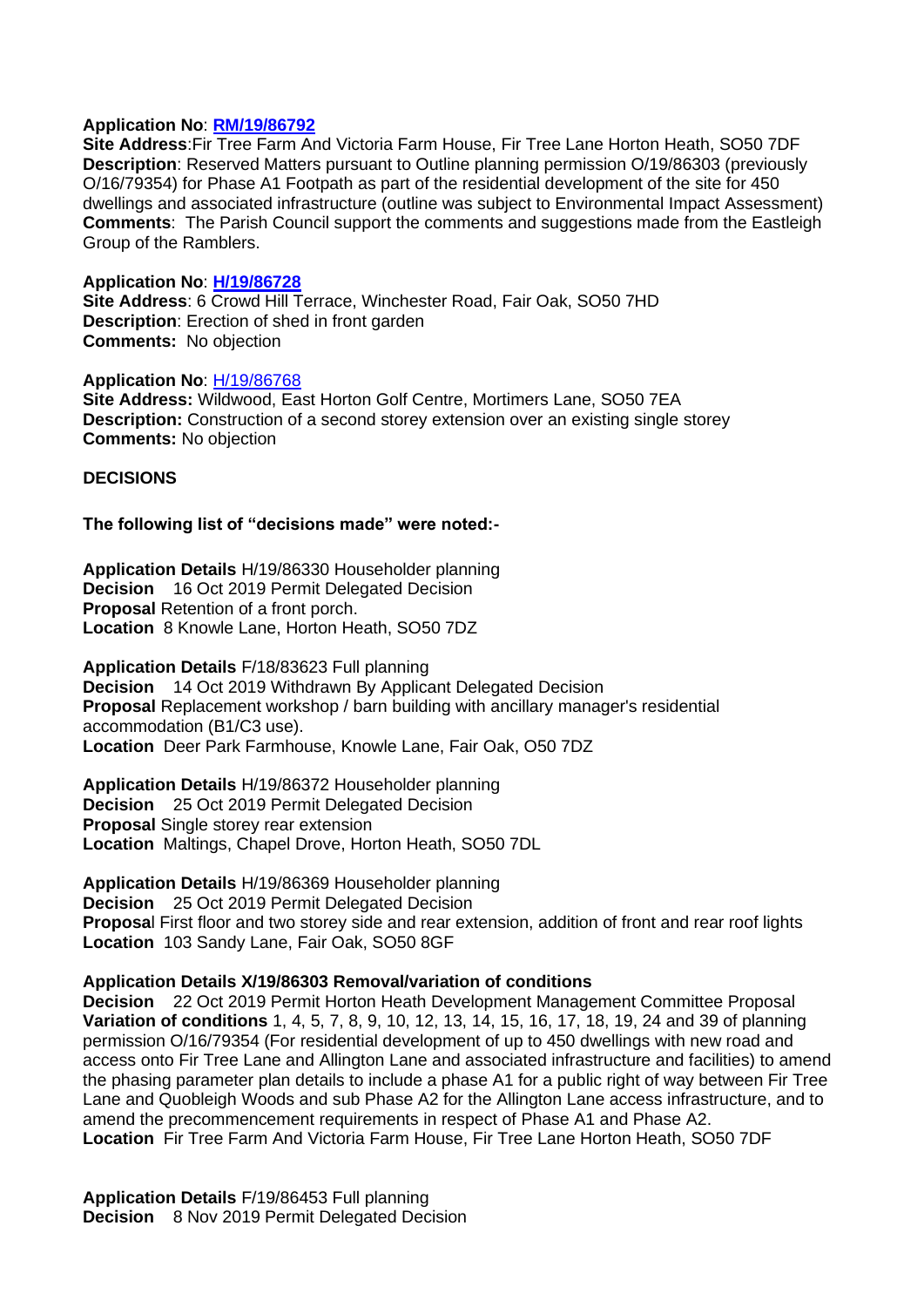**Application No**: **RM/19/86792**
**Site Address**:Fir Tree Farm And Victoria Farm House, Fir Tree Lane Horton Heath, SO50 7DF
**Description**: Reserved Matters pursuant to Outline planning permission O/19/86303 (previously O/16/79354) for Phase A1 Footpath as part of the residential development of the site for 450 dwellings and associated infrastructure (outline was subject to Environmental Impact Assessment)
**Comments**: The Parish Council support the comments and suggestions made from the Eastleigh Group of the Ramblers.

**Application No**: **H/19/86728**
**Site Address**: 6 Crowd Hill Terrace, Winchester Road, Fair Oak, SO50 7HD
**Description**: Erection of shed in front garden
**Comments:** No objection

**Application No**: H/19/86768
**Site Address:** Wildwood, East Horton Golf Centre, Mortimers Lane, SO50 7EA
**Description:** Construction of a second storey extension over an existing single storey
**Comments:** No objection

**DECISIONS**

**The following list of "decisions made" were noted:-**

**Application Details** H/19/86330 Householder planning
**Decision** 16 Oct 2019 Permit Delegated Decision
**Proposal** Retention of a front porch.
**Location** 8 Knowle Lane, Horton Heath, SO50 7DZ

**Application Details** F/18/83623 Full planning
**Decision** 14 Oct 2019 Withdrawn By Applicant Delegated Decision
**Proposal** Replacement workshop / barn building with ancillary manager's residential accommodation (B1/C3 use).
**Location** Deer Park Farmhouse, Knowle Lane, Fair Oak, O50 7DZ

**Application Details** H/19/86372 Householder planning
**Decision** 25 Oct 2019 Permit Delegated Decision
**Proposal** Single storey rear extension
**Location** Maltings, Chapel Drove, Horton Heath, SO50 7DL

**Application Details** H/19/86369 Householder planning
**Decision** 25 Oct 2019 Permit Delegated Decision
**Proposal** First floor and two storey side and rear extension, addition of front and rear roof lights
**Location** 103 Sandy Lane, Fair Oak, SO50 8GF

**Application Details X/19/86303 Removal/variation of conditions**
**Decision** 22 Oct 2019 Permit Horton Heath Development Management Committee Proposal
**Variation of conditions** 1, 4, 5, 7, 8, 9, 10, 12, 13, 14, 15, 16, 17, 18, 19, 24 and 39 of planning permission O/16/79354 (For residential development of up to 450 dwellings with new road and access onto Fir Tree Lane and Allington Lane and associated infrastructure and facilities) to amend the phasing parameter plan details to include a phase A1 for a public right of way between Fir Tree Lane and Quobleigh Woods and sub Phase A2 for the Allington Lane access infrastructure, and to amend the precommencement requirements in respect of Phase A1 and Phase A2.
**Location** Fir Tree Farm And Victoria Farm House, Fir Tree Lane Horton Heath, SO50 7DF

**Application Details** F/19/86453 Full planning
**Decision** 8 Nov 2019 Permit Delegated Decision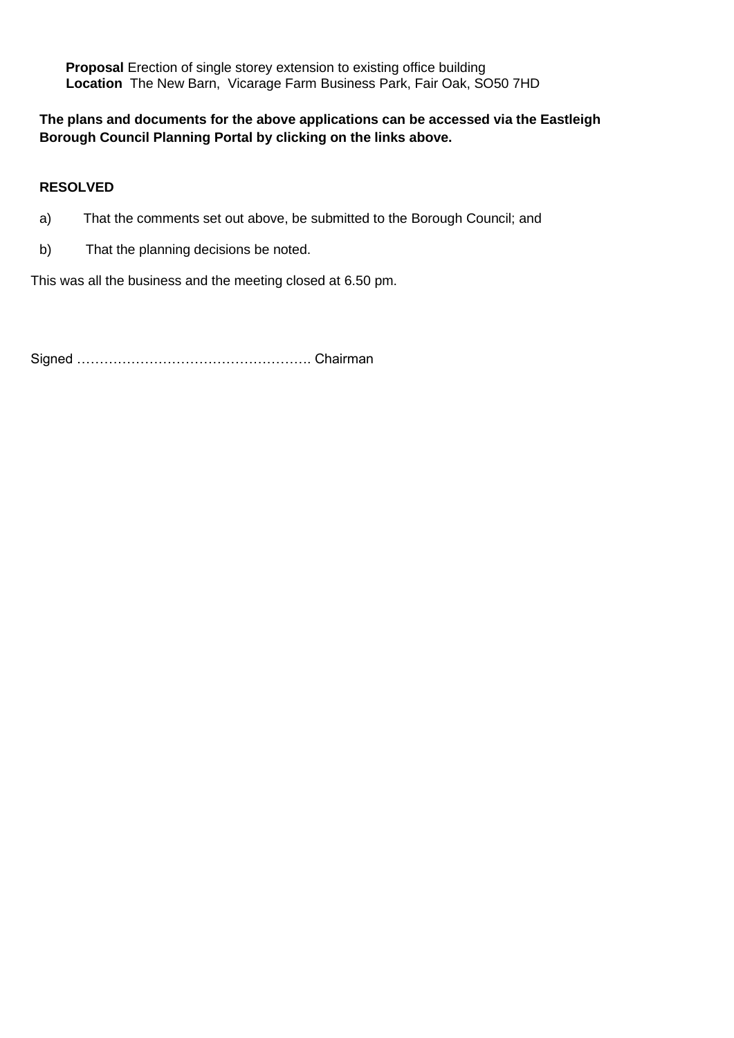**Proposal** Erection of single storey extension to existing office building
**Location** The New Barn, Vicarage Farm Business Park, Fair Oak, SO50 7HD

**The plans and documents for the above applications can be accessed via the Eastleigh Borough Council Planning Portal by clicking on the links above.**

**RESOLVED**

a) That the comments set out above, be submitted to the Borough Council; and

b) That the planning decisions be noted.

This was all the business and the meeting closed at 6.50 pm.

Signed …………………………………………… Chairman